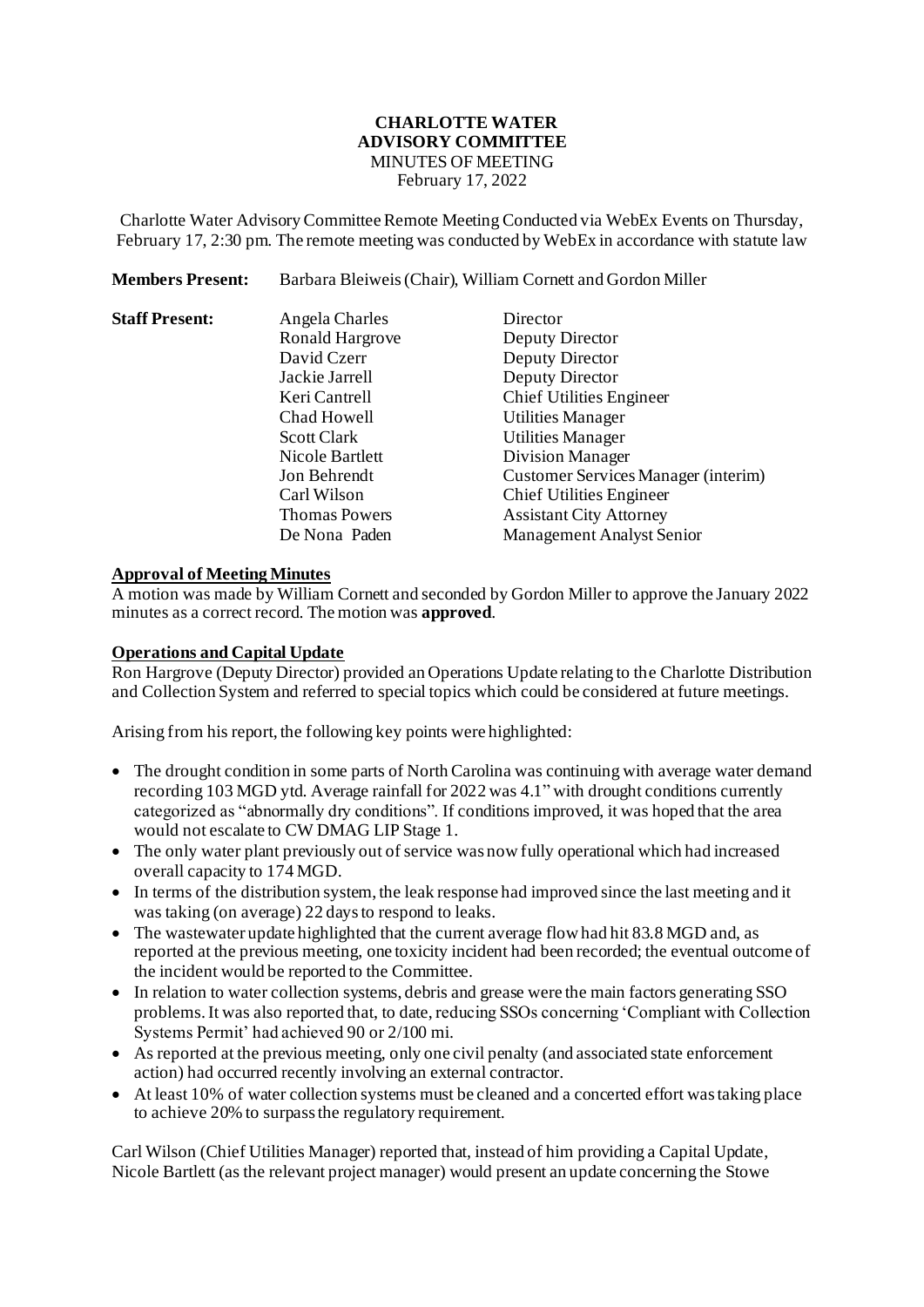**CHARLOTTE WATER**
**ADVISORY COMMITTEE**
MINUTES OF MEETING
February 17, 2022

Charlotte Water Advisory Committee Remote Meeting Conducted via WebEx Events on Thursday, February 17, 2:30 pm. The remote meeting was conducted by WebEx in accordance with statute law

**Members Present:** Barbara Bleiweis (Chair), William Cornett and Gordon Miller

**Staff Present:**

| Name | Title |
|---|---|
| Angela Charles | Director |
| Ronald Hargrove | Deputy Director |
| David Czerr | Deputy Director |
| Jackie Jarrell | Deputy Director |
| Keri Cantrell | Chief Utilities Engineer |
| Chad Howell | Utilities Manager |
| Scott Clark | Utilities Manager |
| Nicole Bartlett | Division Manager |
| Jon Behrendt | Customer Services Manager (interim) |
| Carl Wilson | Chief Utilities Engineer |
| Thomas Powers | Assistant City Attorney |
| De Nona Paden | Management Analyst Senior |

**Approval of Meeting Minutes**

A motion was made by William Cornett and seconded by Gordon Miller to approve the January 2022 minutes as a correct record. The motion was **approved**.

**Operations and Capital Update**

Ron Hargrove (Deputy Director) provided an Operations Update relating to the Charlotte Distribution and Collection System and referred to special topics which could be considered at future meetings.

Arising from his report, the following key points were highlighted:

- The drought condition in some parts of North Carolina was continuing with average water demand recording 103 MGD ytd. Average rainfall for 2022 was 4.1" with drought conditions currently categorized as "abnormally dry conditions". If conditions improved, it was hoped that the area would not escalate to CW DMAG LIP Stage 1.
- The only water plant previously out of service was now fully operational which had increased overall capacity to 174 MGD.
- In terms of the distribution system, the leak response had improved since the last meeting and it was taking (on average) 22 days to respond to leaks.
- The wastewater update highlighted that the current average flow had hit 83.8 MGD and, as reported at the previous meeting, one toxicity incident had been recorded; the eventual outcome of the incident would be reported to the Committee.
- In relation to water collection systems, debris and grease were the main factors generating SSO problems. It was also reported that, to date, reducing SSOs concerning 'Compliant with Collection Systems Permit' had achieved 90 or 2/100 mi.
- As reported at the previous meeting, only one civil penalty (and associated state enforcement action) had occurred recently involving an external contractor.
- At least 10% of water collection systems must be cleaned and a concerted effort was taking place to achieve 20% to surpass the regulatory requirement.

Carl Wilson (Chief Utilities Manager) reported that, instead of him providing a Capital Update, Nicole Bartlett (as the relevant project manager) would present an update concerning the Stowe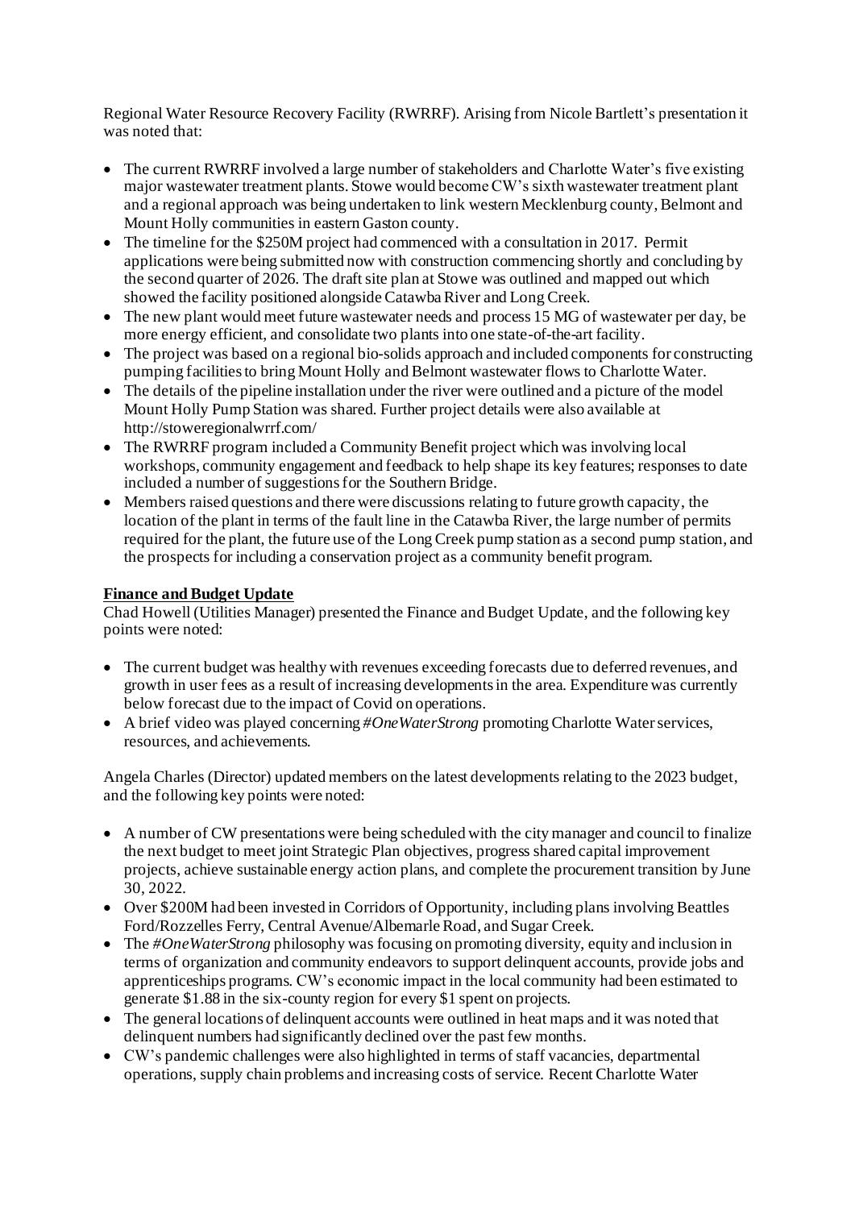Regional Water Resource Recovery Facility (RWRRF). Arising from Nicole Bartlett's presentation it was noted that:

- The current RWRRF involved a large number of stakeholders and Charlotte Water's five existing major wastewater treatment plants. Stowe would become CW's sixth wastewater treatment plant and a regional approach was being undertaken to link western Mecklenburg county, Belmont and Mount Holly communities in eastern Gaston county.
- The timeline for the $250M project had commenced with a consultation in 2017. Permit applications were being submitted now with construction commencing shortly and concluding by the second quarter of 2026. The draft site plan at Stowe was outlined and mapped out which showed the facility positioned alongside Catawba River and Long Creek.
- The new plant would meet future wastewater needs and process 15 MG of wastewater per day, be more energy efficient, and consolidate two plants into one state-of-the-art facility.
- The project was based on a regional bio-solids approach and included components for constructing pumping facilities to bring Mount Holly and Belmont wastewater flows to Charlotte Water.
- The details of the pipeline installation under the river were outlined and a picture of the model Mount Holly Pump Station was shared. Further project details were also available at http://stoweregionalwrrf.com/
- The RWRRF program included a Community Benefit project which was involving local workshops, community engagement and feedback to help shape its key features; responses to date included a number of suggestions for the Southern Bridge.
- Members raised questions and there were discussions relating to future growth capacity, the location of the plant in terms of the fault line in the Catawba River, the large number of permits required for the plant, the future use of the Long Creek pump station as a second pump station, and the prospects for including a conservation project as a community benefit program.

**Finance and Budget Update**

Chad Howell (Utilities Manager) presented the Finance and Budget Update, and the following key points were noted:

- The current budget was healthy with revenues exceeding forecasts due to deferred revenues, and growth in user fees as a result of increasing developments in the area. Expenditure was currently below forecast due to the impact of Covid on operations.
- A brief video was played concerning *#OneWaterStrong* promoting Charlotte Water services, resources, and achievements.

Angela Charles (Director) updated members on the latest developments relating to the 2023 budget, and the following key points were noted:

- A number of CW presentations were being scheduled with the city manager and council to finalize the next budget to meet joint Strategic Plan objectives, progress shared capital improvement projects, achieve sustainable energy action plans, and complete the procurement transition by June 30, 2022.
- Over $200M had been invested in Corridors of Opportunity, including plans involving Beattles Ford/Rozzelles Ferry, Central Avenue/Albemarle Road, and Sugar Creek.
- The *#OneWaterStrong* philosophy was focusing on promoting diversity, equity and inclusion in terms of organization and community endeavors to support delinquent accounts, provide jobs and apprenticeships programs. CW's economic impact in the local community had been estimated to generate $1.88 in the six-county region for every $1 spent on projects.
- The general locations of delinquent accounts were outlined in heat maps and it was noted that delinquent numbers had significantly declined over the past few months.
- CW's pandemic challenges were also highlighted in terms of staff vacancies, departmental operations, supply chain problems and increasing costs of service. Recent Charlotte Water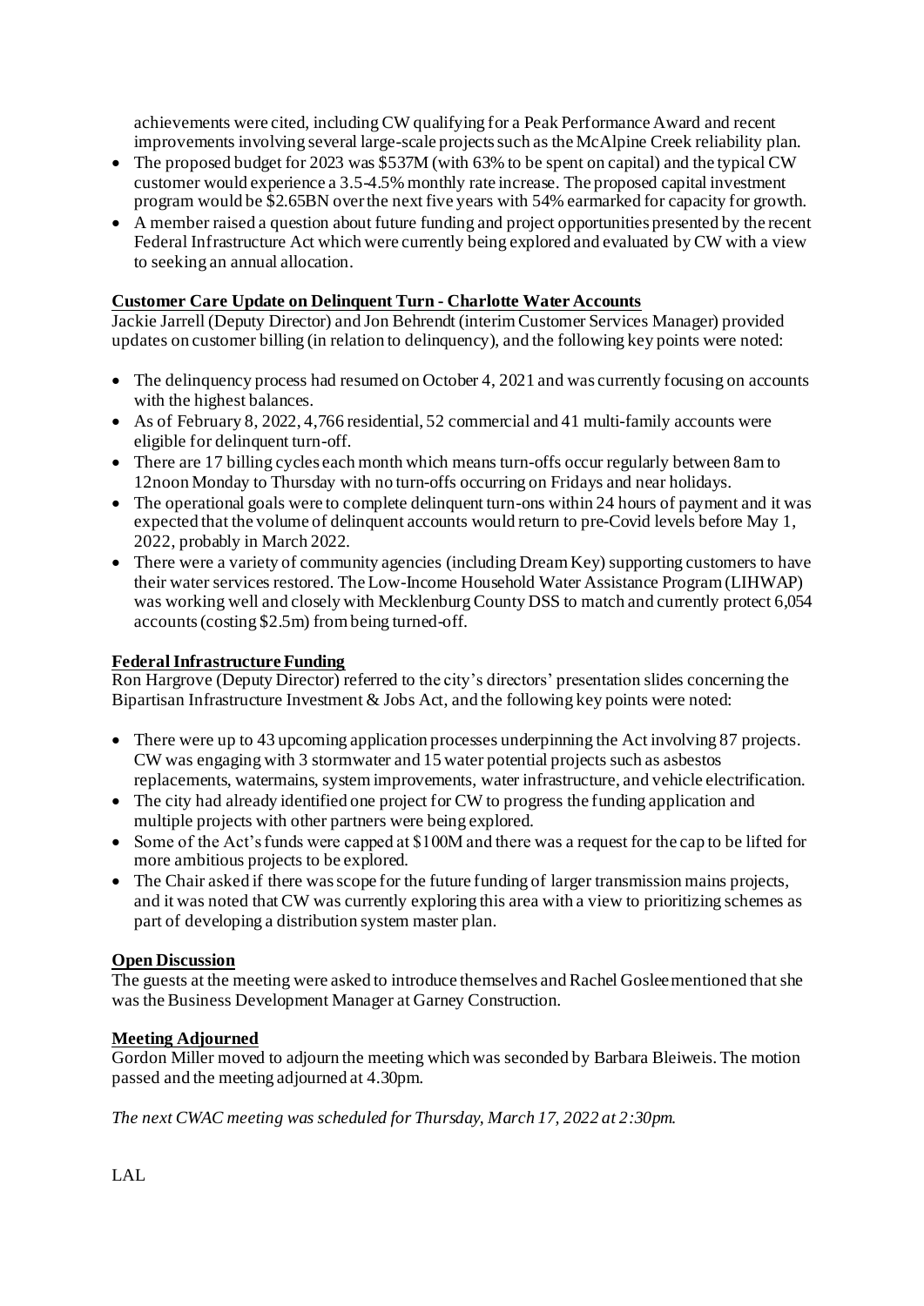achievements were cited, including CW qualifying for a Peak Performance Award and recent improvements involving several large-scale projects such as the McAlpine Creek reliability plan.

- The proposed budget for 2023 was $537M (with 63% to be spent on capital) and the typical CW customer would experience a 3.5-4.5% monthly rate increase. The proposed capital investment program would be $2.65BN over the next five years with 54% earmarked for capacity for growth.
- A member raised a question about future funding and project opportunities presented by the recent Federal Infrastructure Act which were currently being explored and evaluated by CW with a view to seeking an annual allocation.

**Customer Care Update on Delinquent Turn - Charlotte Water Accounts**

Jackie Jarrell (Deputy Director) and Jon Behrendt (interim Customer Services Manager) provided updates on customer billing (in relation to delinquency), and the following key points were noted:

- The delinquency process had resumed on October 4, 2021 and was currently focusing on accounts with the highest balances.
- As of February 8, 2022, 4,766 residential, 52 commercial and 41 multi-family accounts were eligible for delinquent turn-off.
- There are 17 billing cycles each month which means turn-offs occur regularly between 8am to 12noon Monday to Thursday with no turn-offs occurring on Fridays and near holidays.
- The operational goals were to complete delinquent turn-ons within 24 hours of payment and it was expected that the volume of delinquent accounts would return to pre-Covid levels before May 1, 2022, probably in March 2022.
- There were a variety of community agencies (including Dream Key) supporting customers to have their water services restored. The Low-Income Household Water Assistance Program (LIHWAP) was working well and closely with Mecklenburg County DSS to match and currently protect 6,054 accounts (costing $2.5m) from being turned-off.

**Federal Infrastructure Funding**

Ron Hargrove (Deputy Director) referred to the city's directors' presentation slides concerning the Bipartisan Infrastructure Investment & Jobs Act, and the following key points were noted:

- There were up to 43 upcoming application processes underpinning the Act involving 87 projects. CW was engaging with 3 stormwater and 15 water potential projects such as asbestos replacements, watermains, system improvements, water infrastructure, and vehicle electrification.
- The city had already identified one project for CW to progress the funding application and multiple projects with other partners were being explored.
- Some of the Act's funds were capped at $100M and there was a request for the cap to be lifted for more ambitious projects to be explored.
- The Chair asked if there was scope for the future funding of larger transmission mains projects, and it was noted that CW was currently exploring this area with a view to prioritizing schemes as part of developing a distribution system master plan.

**Open Discussion**

The guests at the meeting were asked to introduce themselves and Rachel Goslee mentioned that she was the Business Development Manager at Garney Construction.

**Meeting Adjourned**

Gordon Miller moved to adjourn the meeting which was seconded by Barbara Bleiweis. The motion passed and the meeting adjourned at 4.30pm.

*The next CWAC meeting was scheduled for Thursday, March 17, 2022 at 2:30pm.*

LAL